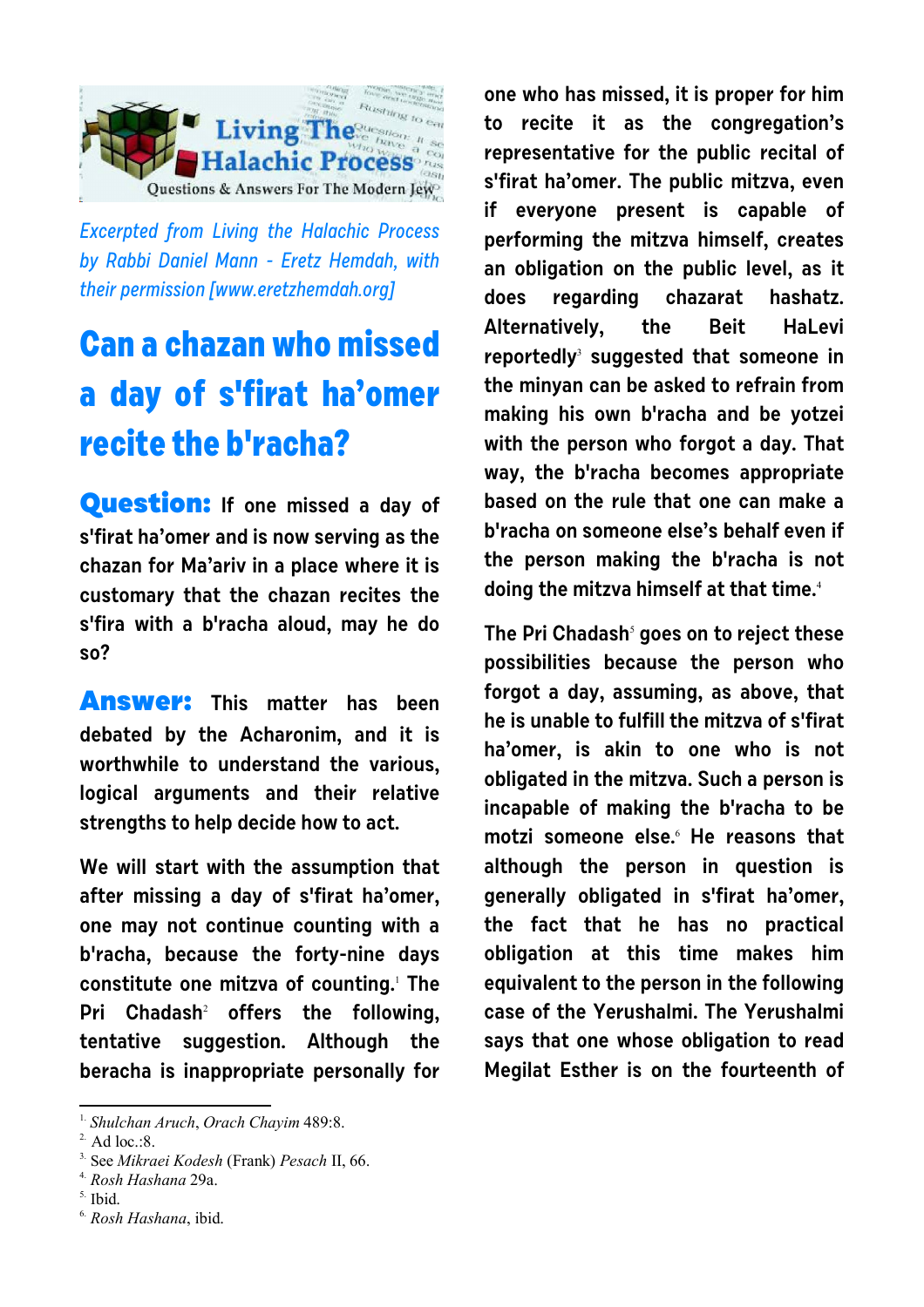*Excerpted from Living the Halachic Process by Rabbi Daniel Mann - Eretz Hemdah, with their permission [www.eretzhemdah.org]*

# Can a chazan who missed a day of s'firat ha'omer recite the b'racha?

**Question:** If one missed a day of s'firat ha'omer and is now serving as the chazan for Ma'ariv in a place where it is customary that the chazan recites the s'fira with a b'racha aloud, may he do so?

**Answer:** This matter has been debated by the Acharonim, and it is worthwhile to understand the various, logical arguments and their relative strengths to help decide how to act.

We will start with the assumption that after missing a day of s'firat ha'omer, one may not continue counting with a b'racha, because the forty-nine days constitute one mitzva of counting.[1] The Pri Chadash[2] offers the following, tentative suggestion. Although the beracha is inappropriate personally for one who has missed, it is proper for him to recite it as the congregation's representative for the public recital of s'firat ha'omer. The public mitzva, even if everyone present is capable of performing the mitzva himself, creates an obligation on the public level, as it does regarding chazarat hashatz. Alternatively, the Beit HaLevi reportedly[3] suggested that someone in the minyan can be asked to refrain from making his own b'racha and be yotzei with the person who forgot a day. That way, the b'racha becomes appropriate based on the rule that one can make a b'racha on someone else's behalf even if the person making the b'racha is not doing the mitzva himself at that time.[4]

The Pri Chadash[5] goes on to reject these possibilities because the person who forgot a day, assuming, as above, that he is unable to fulfill the mitzva of s'firat ha'omer, is akin to one who is not obligated in the mitzva. Such a person is incapable of making the b'racha to be motzi someone else.[6] He reasons that although the person in question is generally obligated in s'firat ha'omer, the fact that he has no practical obligation at this time makes him equivalent to the person in the following case of the Yerushalmi. The Yerushalmi says that one whose obligation to read Megilat Esther is on the fourteenth of

---

1. *Shulchan Aruch*, *Orach Chayim* 489:8.
2. Ad loc.:8.
3. See *Mikraei Kodesh* (Frank) *Pesach* II, 66.
4. *Rosh Hashana* 29a.
5. Ibid.
6. *Rosh Hashana*, ibid.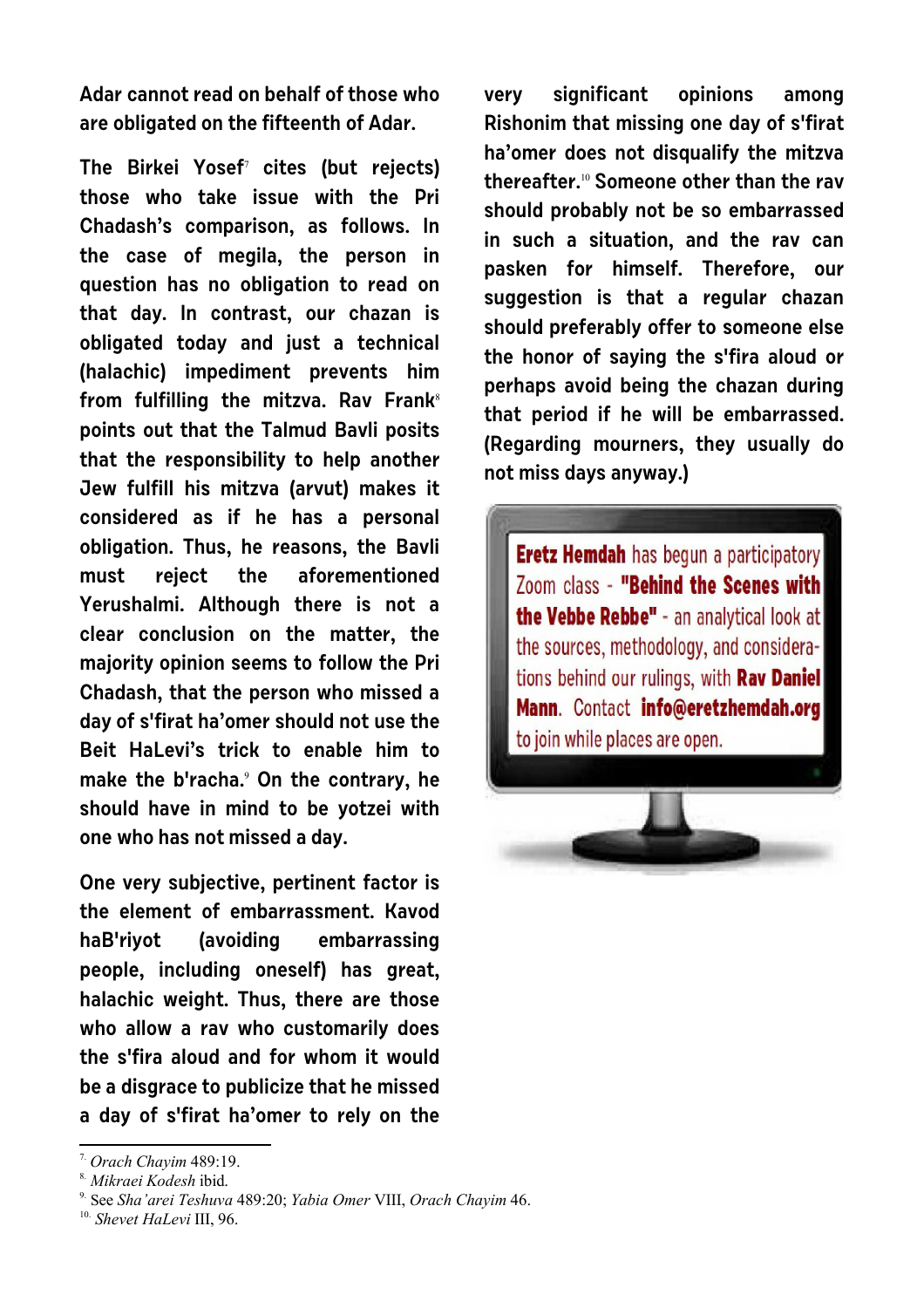**Adar cannot read on behalf of those who are obligated on the fifteenth of Adar.**

**The Birkei Yosef[7] cites (but rejects) those who take issue with the Pri Chadash's comparison, as follows. In the case of megila, the person in question has no obligation to read on that day. In contrast, our chazan is obligated today and just a technical (halachic) impediment prevents him from fulfilling the mitzva. Rav Frank[8] points out that the Talmud Bavli posits that the responsibility to help another Jew fulfill his mitzva (arvut) makes it considered as if he has a personal obligation. Thus, he reasons, the Bavli must reject the aforementioned Yerushalmi. Although there is not a clear conclusion on the matter, the majority opinion seems to follow the Pri Chadash, that the person who missed a day of s'firat ha'omer should not use the Beit HaLevi's trick to enable him to make the b'racha.[9] On the contrary, he should have in mind to be yotzei with one who has not missed a day.**

**One very subjective, pertinent factor is the element of embarrassment. Kavod haB'riyot (avoiding embarrassing people, including oneself) has great, halachic weight. Thus, there are those who allow a rav who customarily does the s'fira aloud and for whom it would be a disgrace to publicize that he missed a day of s'firat ha'omer to rely on the very significant opinions among Rishonim that missing one day of s'firat ha'omer does not disqualify the mitzva thereafter.[10] Someone other than the rav should probably not be so embarrassed in such a situation, and the rav can pasken for himself. Therefore, our suggestion is that a regular chazan should preferably offer to someone else the honor of saying the s'fira aloud or perhaps avoid being the chazan during that period if he will be embarrassed. (Regarding mourners, they usually do not miss days anyway.)**

**Eretz Hemdah** has begun a participatory Zoom class - **"Behind the Scenes with the Vebbe Rebbe"** - an analytical look at the sources, methodology, and considerations behind our rulings, with **Rav Daniel Mann**. Contact **info@eretzhemdah.org** to join while places are open.

---

7. *Orach Chayim* 489:19.

8. *Mikraei Kodesh* ibid.

9. See *Sha'arei Teshuva* 489:20; *Yabia Omer* VIII, *Orach Chayim* 46.

10. *Shevet HaLevi* III, 96.